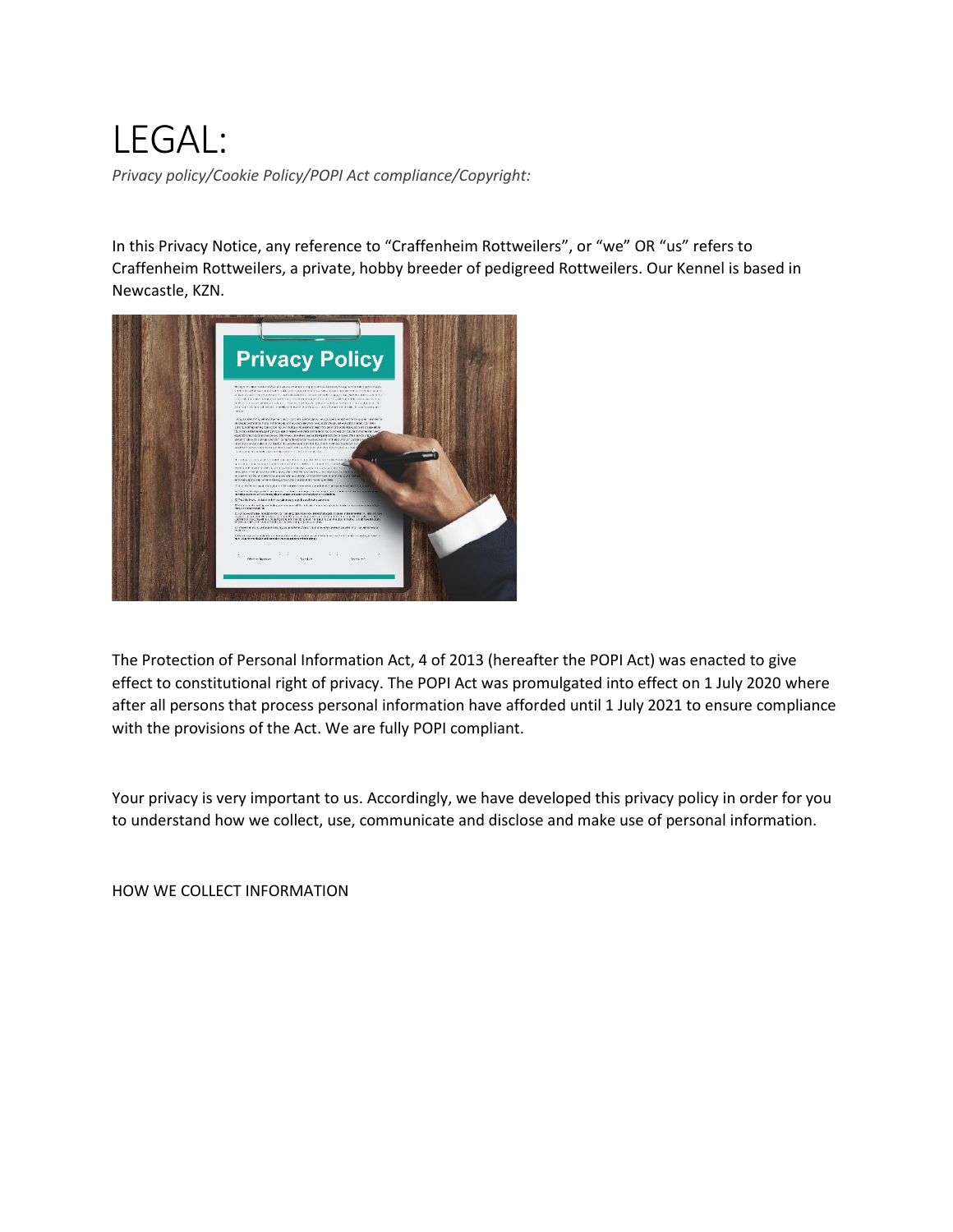# LEGAL:

*Privacy policy/Cookie Policy/POPI Act compliance/Copyright:*

In this Privacy Notice, any reference to "Craffenheim Rottweilers", or "we" OR "us" refers to Craffenheim Rottweilers, a private, hobby breeder of pedigreed Rottweilers. Our Kennel is based in Newcastle, KZN.

The Protection of Personal Information Act, 4 of 2013 (hereafter the POPI Act) was enacted to give effect to constitutional right of privacy. The POPI Act was promulgated into effect on 1 July 2020 where after all persons that process personal information have afforded until 1 July 2021 to ensure compliance with the provisions of the Act. We are fully POPI compliant.

Your privacy is very important to us. Accordingly, we have developed this privacy policy in order for you to understand how we collect, use, communicate and disclose and make use of personal information.

HOW WE COLLECT INFORMATION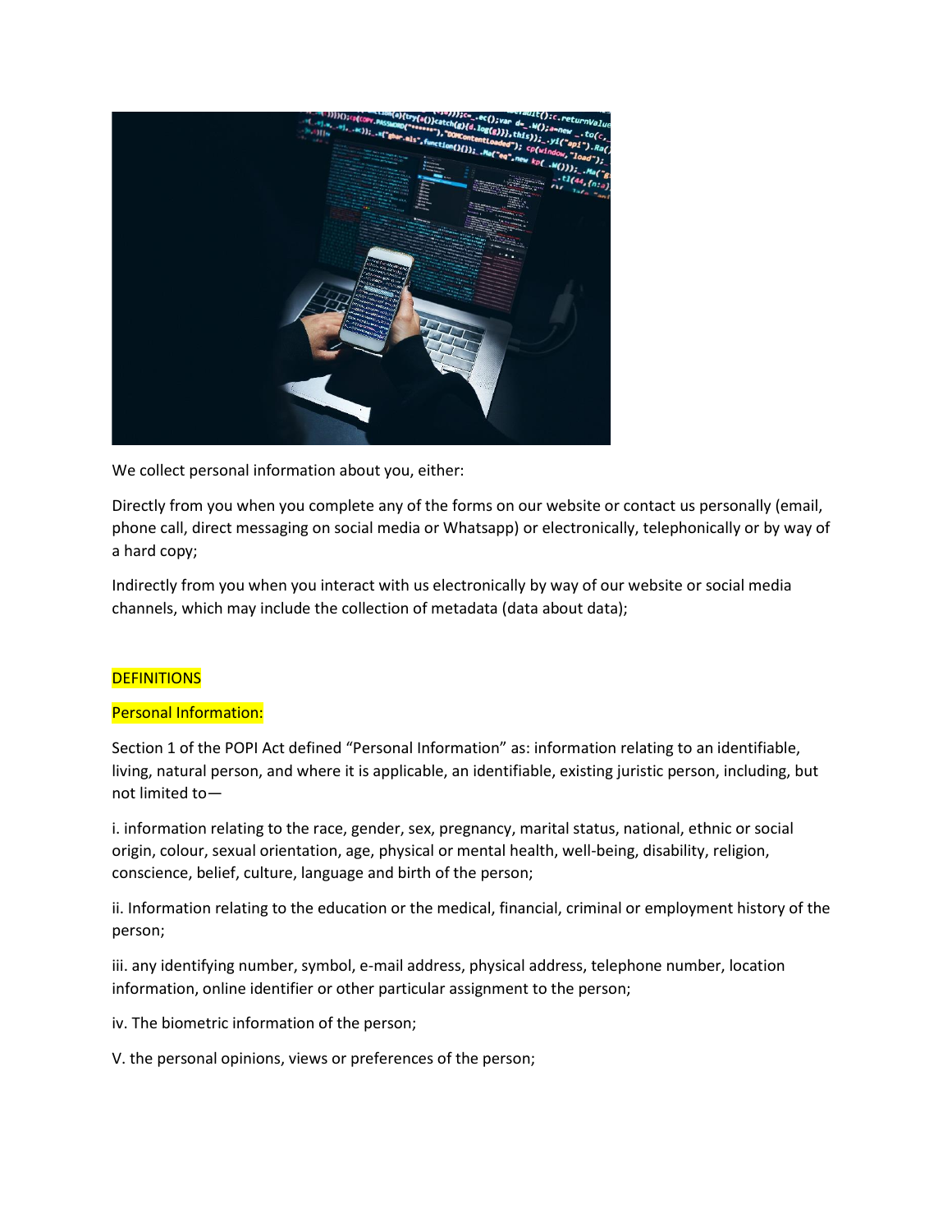We collect personal information about you, either:

Directly from you when you complete any of the forms on our website or contact us personally (email, phone call, direct messaging on social media or Whatsapp) or electronically, telephonically or by way of a hard copy;

Indirectly from you when you interact with us electronically by way of our website or social media channels, which may include the collection of metadata (data about data);

## DEFINITIONS

### Personal Information:

Section 1 of the POPI Act defined "Personal Information" as: information relating to an identifiable, living, natural person, and where it is applicable, an identifiable, existing juristic person, including, but not limited to—

i. information relating to the race, gender, sex, pregnancy, marital status, national, ethnic or social origin, colour, sexual orientation, age, physical or mental health, well-being, disability, religion, conscience, belief, culture, language and birth of the person;

ii. Information relating to the education or the medical, financial, criminal or employment history of the person;

iii. any identifying number, symbol, e-mail address, physical address, telephone number, location information, online identifier or other particular assignment to the person;

iv. The biometric information of the person;

V. the personal opinions, views or preferences of the person;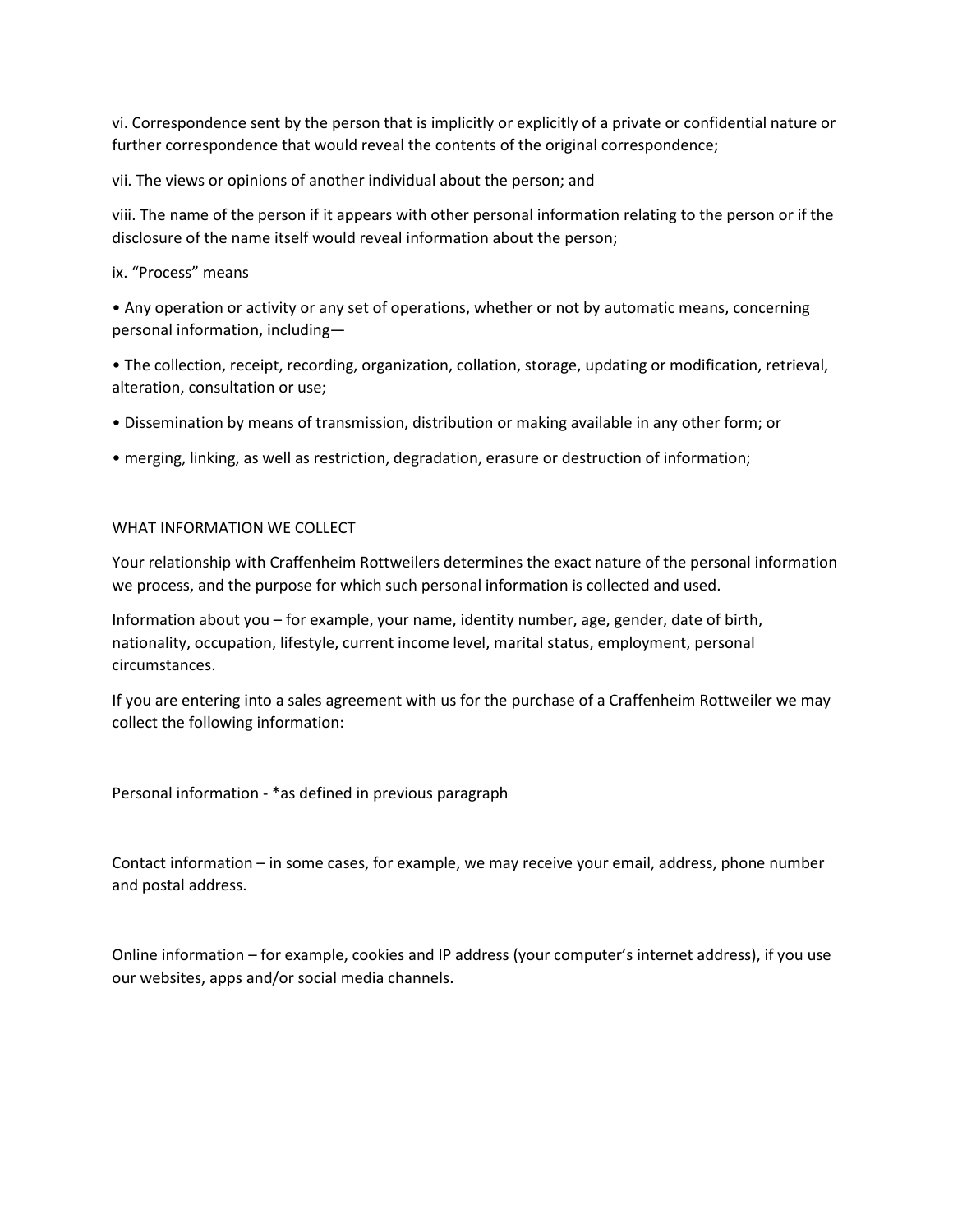vi. Correspondence sent by the person that is implicitly or explicitly of a private or confidential nature or further correspondence that would reveal the contents of the original correspondence;

vii. The views or opinions of another individual about the person; and

viii. The name of the person if it appears with other personal information relating to the person or if the disclosure of the name itself would reveal information about the person;

ix. "Process" means

- Any operation or activity or any set of operations, whether or not by automatic means, concerning personal information, including—
- The collection, receipt, recording, organization, collation, storage, updating or modification, retrieval, alteration, consultation or use;
- Dissemination by means of transmission, distribution or making available in any other form; or
- merging, linking, as well as restriction, degradation, erasure or destruction of information;

## WHAT INFORMATION WE COLLECT

Your relationship with Craffenheim Rottweilers determines the exact nature of the personal information we process, and the purpose for which such personal information is collected and used.

Information about you – for example, your name, identity number, age, gender, date of birth, nationality, occupation, lifestyle, current income level, marital status, employment, personal circumstances.

If you are entering into a sales agreement with us for the purchase of a Craffenheim Rottweiler we may collect the following information:

Personal information - *as defined in previous paragraph

Contact information – in some cases, for example, we may receive your email, address, phone number and postal address.

Online information – for example, cookies and IP address (your computer's internet address), if you use our websites, apps and/or social media channels.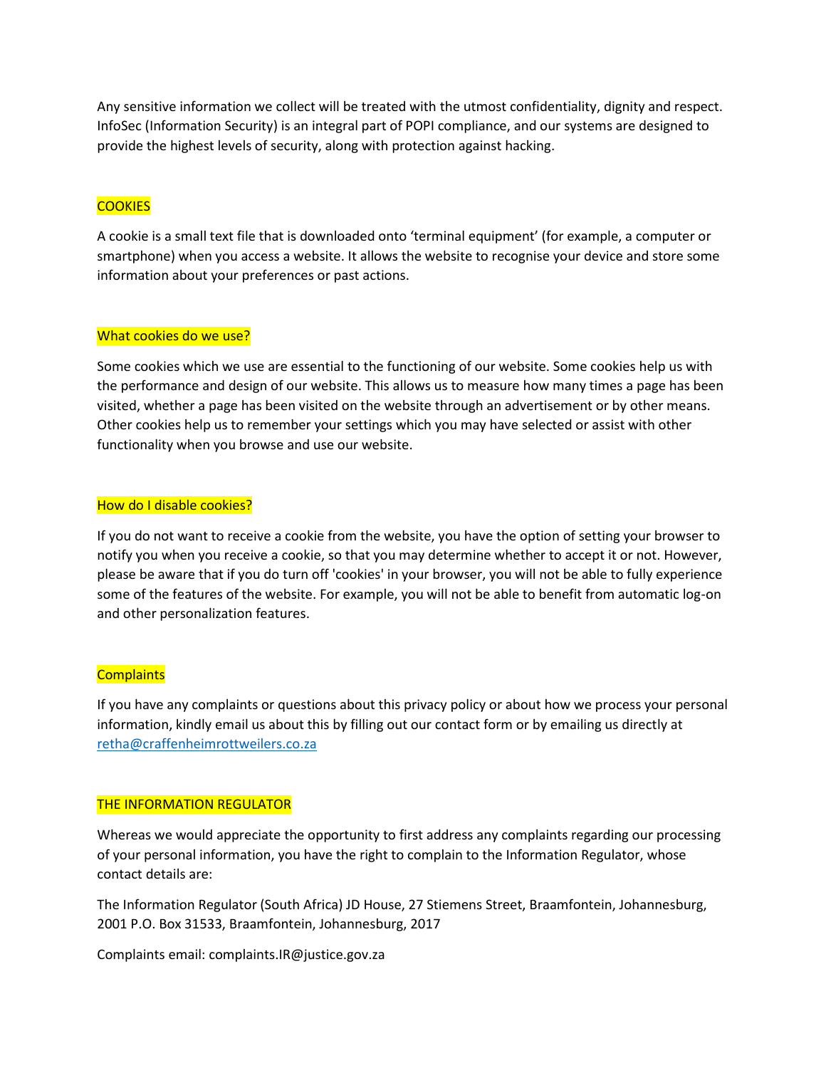Any sensitive information we collect will be treated with the utmost confidentiality, dignity and respect. InfoSec (Information Security) is an integral part of POPI compliance, and our systems are designed to provide the highest levels of security, along with protection against hacking.

## COOKIES

A cookie is a small text file that is downloaded onto 'terminal equipment' (for example, a computer or smartphone) when you access a website. It allows the website to recognise your device and store some information about your preferences or past actions.

### What cookies do we use?

Some cookies which we use are essential to the functioning of our website. Some cookies help us with the performance and design of our website. This allows us to measure how many times a page has been visited, whether a page has been visited on the website through an advertisement or by other means. Other cookies help us to remember your settings which you may have selected or assist with other functionality when you browse and use our website.

### How do I disable cookies?

If you do not want to receive a cookie from the website, you have the option of setting your browser to notify you when you receive a cookie, so that you may determine whether to accept it or not. However, please be aware that if you do turn off 'cookies' in your browser, you will not be able to fully experience some of the features of the website. For example, you will not be able to benefit from automatic log-on and other personalization features.

## Complaints

If you have any complaints or questions about this privacy policy or about how we process your personal information, kindly email us about this by filling out our contact form or by emailing us directly at retha@craffenheimrottweilers.co.za

## THE INFORMATION REGULATOR

Whereas we would appreciate the opportunity to first address any complaints regarding our processing of your personal information, you have the right to complain to the Information Regulator, whose contact details are:

The Information Regulator (South Africa) JD House, 27 Stiemens Street, Braamfontein, Johannesburg, 2001 P.O. Box 31533, Braamfontein, Johannesburg, 2017

Complaints email: complaints.IR@justice.gov.za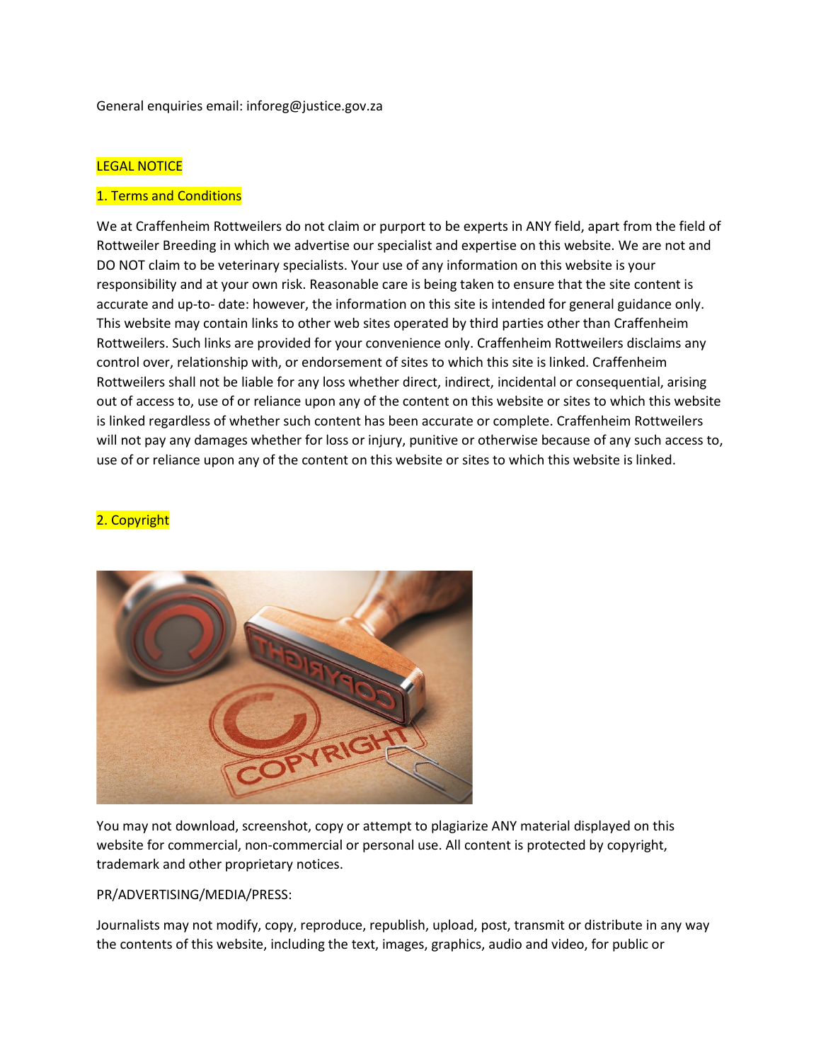General enquiries email: inforeg@justice.gov.za

## LEGAL NOTICE

### 1. Terms and Conditions

We at Craffenheim Rottweilers do not claim or purport to be experts in ANY field, apart from the field of Rottweiler Breeding in which we advertise our specialist and expertise on this website. We are not and DO NOT claim to be veterinary specialists. Your use of any information on this website is your responsibility and at your own risk. Reasonable care is being taken to ensure that the site content is accurate and up-to- date: however, the information on this site is intended for general guidance only. This website may contain links to other web sites operated by third parties other than Craffenheim Rottweilers. Such links are provided for your convenience only. Craffenheim Rottweilers disclaims any control over, relationship with, or endorsement of sites to which this site is linked. Craffenheim Rottweilers shall not be liable for any loss whether direct, indirect, incidental or consequential, arising out of access to, use of or reliance upon any of the content on this website or sites to which this website is linked regardless of whether such content has been accurate or complete. Craffenheim Rottweilers will not pay any damages whether for loss or injury, punitive or otherwise because of any such access to, use of or reliance upon any of the content on this website or sites to which this website is linked.

### 2. Copyright

You may not download, screenshot, copy or attempt to plagiarize ANY material displayed on this website for commercial, non-commercial or personal use. All content is protected by copyright, trademark and other proprietary notices.

PR/ADVERTISING/MEDIA/PRESS:

Journalists may not modify, copy, reproduce, republish, upload, post, transmit or distribute in any way the contents of this website, including the text, images, graphics, audio and video, for public or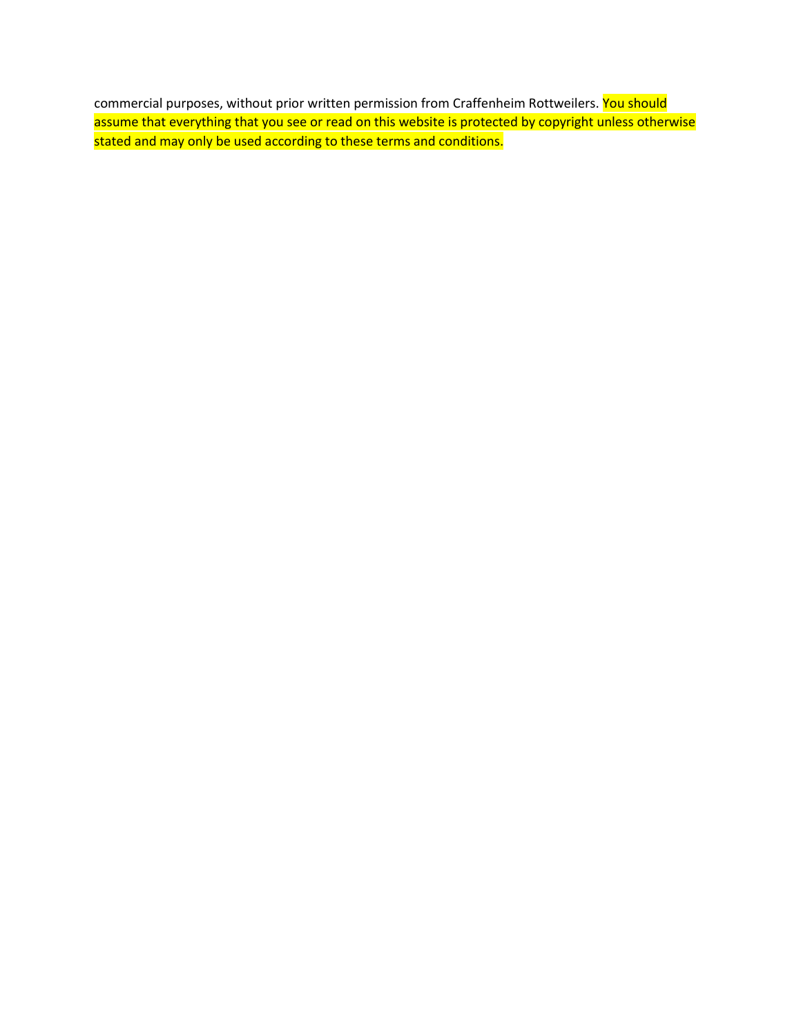commercial purposes, without prior written permission from Craffenheim Rottweilers. You should assume that everything that you see or read on this website is protected by copyright unless otherwise stated and may only be used according to these terms and conditions.